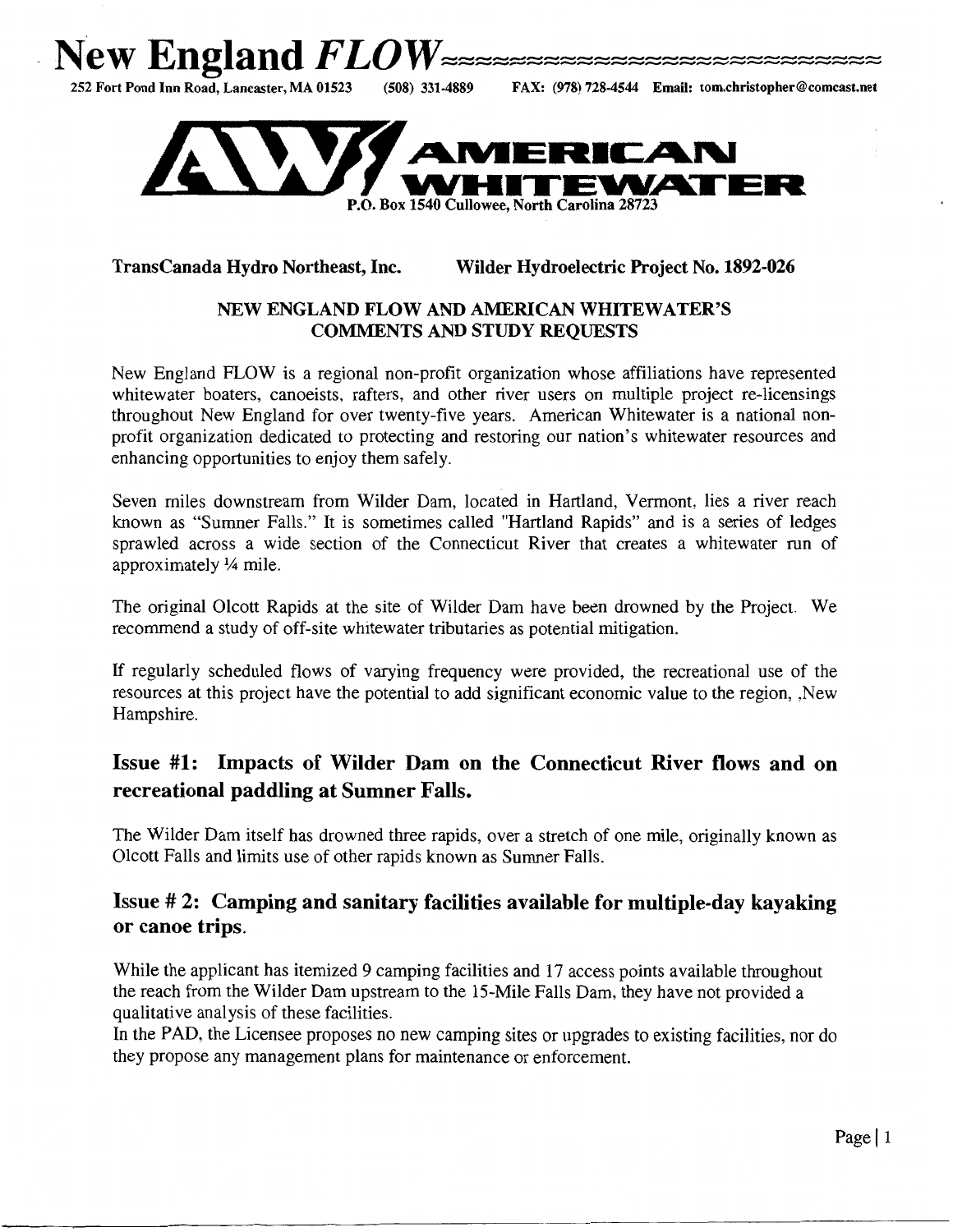# New England *FLOW*

252 Fort Pond Inn Road, Lancaster, MA 01523 (508) 331-4889 FAX: (978) 728-4544 Email: tom.christopher@comcast.net

**AMERICAN WHITEWATER**

P.O. Box 1540 Cullowee, North Carolina 28723

**TransCanada Hydro Northeast, Inc. Wilder Hydroelectric Project No. 1892-026**

**NEW ENGLAND FLOW AND AMERICAN WHITEWATER'S COMMENTS AND STUDY REQUESTS**

New England FLOW is a regional non-profit organization whose affiliations have represented whitewater boaters, canoeists, rafters, and other river users on multiple project re-licensings throughout New England for over twenty-five years. American Whitewater is a national non-profit organization dedicated to protecting and restoring our nation's whitewater resources and enhancing opportunities to enjoy them safely.

Seven miles downstream from Wilder Dam, located in Hartland, Vermont, lies a river reach known as "Sumner Falls." It is sometimes called "Hartland Rapids" and is a series of ledges sprawled across a wide section of the Connecticut River that creates a whitewater run of approximately ¼ mile.

The original Olcott Rapids at the site of Wilder Dam have been drowned by the Project. We recommend a study of off-site whitewater tributaries as potential mitigation.

If regularly scheduled flows of varying frequency were provided, the recreational use of the resources at this project have the potential to add significant economic value to the region, ,New Hampshire.

## Issue #1: Impacts of Wilder Dam on the Connecticut River flows and on recreational paddling at Sumner Falls.

The Wilder Dam itself has drowned three rapids, over a stretch of one mile, originally known as Olcott Falls and limits use of other rapids known as Sumner Falls.

## Issue # 2: Camping and sanitary facilities available for multiple-day kayaking or canoe trips.

While the applicant has itemized 9 camping facilities and 17 access points available throughout the reach from the Wilder Dam upstream to the 15-Mile Falls Dam, they have not provided a qualitative analysis of these facilities.

In the PAD, the Licensee proposes no new camping sites or upgrades to existing facilities, nor do they propose any management plans for maintenance or enforcement.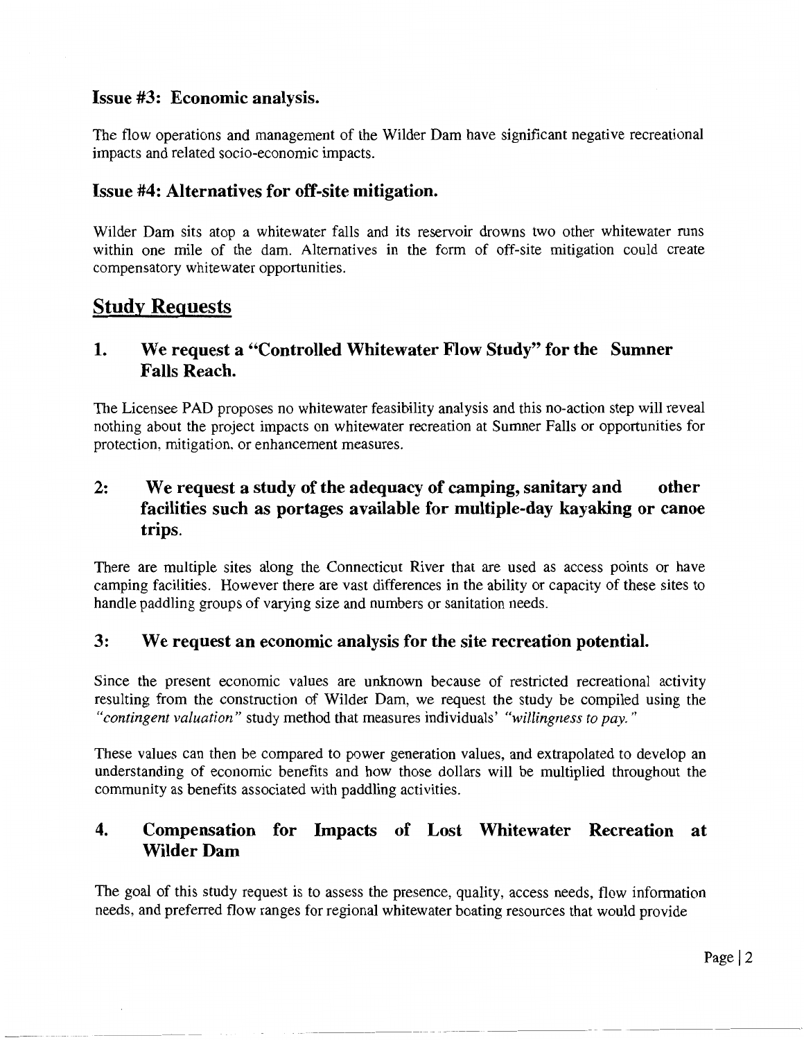### Issue #3: Economic analysis.

The flow operations and management of the Wilder Dam have significant negative recreational impacts and related socio-economic impacts.

### Issue #4: Alternatives for off-site mitigation.

Wilder Dam sits atop a whitewater falls and its reservoir drowns two other whitewater runs within one mile of the dam. Alternatives in the form of off-site mitigation could create compensatory whitewater opportunities.

## Study Requests

### 1. We request a "Controlled Whitewater Flow Study" for the Sumner Falls Reach.

The Licensee PAD proposes no whitewater feasibility analysis and this no-action step will reveal nothing about the project impacts on whitewater recreation at Sumner Falls or opportunities for protection, mitigation, or enhancement measures.

### 2: We request a study of the adequacy of camping, sanitary and other facilities such as portages available for multiple-day kayaking or canoe trips.

There are multiple sites along the Connecticut River that are used as access points or have camping facilities. However there are vast differences in the ability or capacity of these sites to handle paddling groups of varying size and numbers or sanitation needs.

### 3: We request an economic analysis for the site recreation potential.

Since the present economic values are unknown because of restricted recreational activity resulting from the construction of Wilder Dam, we request the study be compiled using the *"contingent valuation"* study method that measures individuals' *"willingness to pay."*

These values can then be compared to power generation values, and extrapolated to develop an understanding of economic benefits and how those dollars will be multiplied throughout the community as benefits associated with paddling activities.

### 4. Compensation for Impacts of Lost Whitewater Recreation at Wilder Dam

The goal of this study request is to assess the presence, quality, access needs, flow information needs, and preferred flow ranges for regional whitewater boating resources that would provide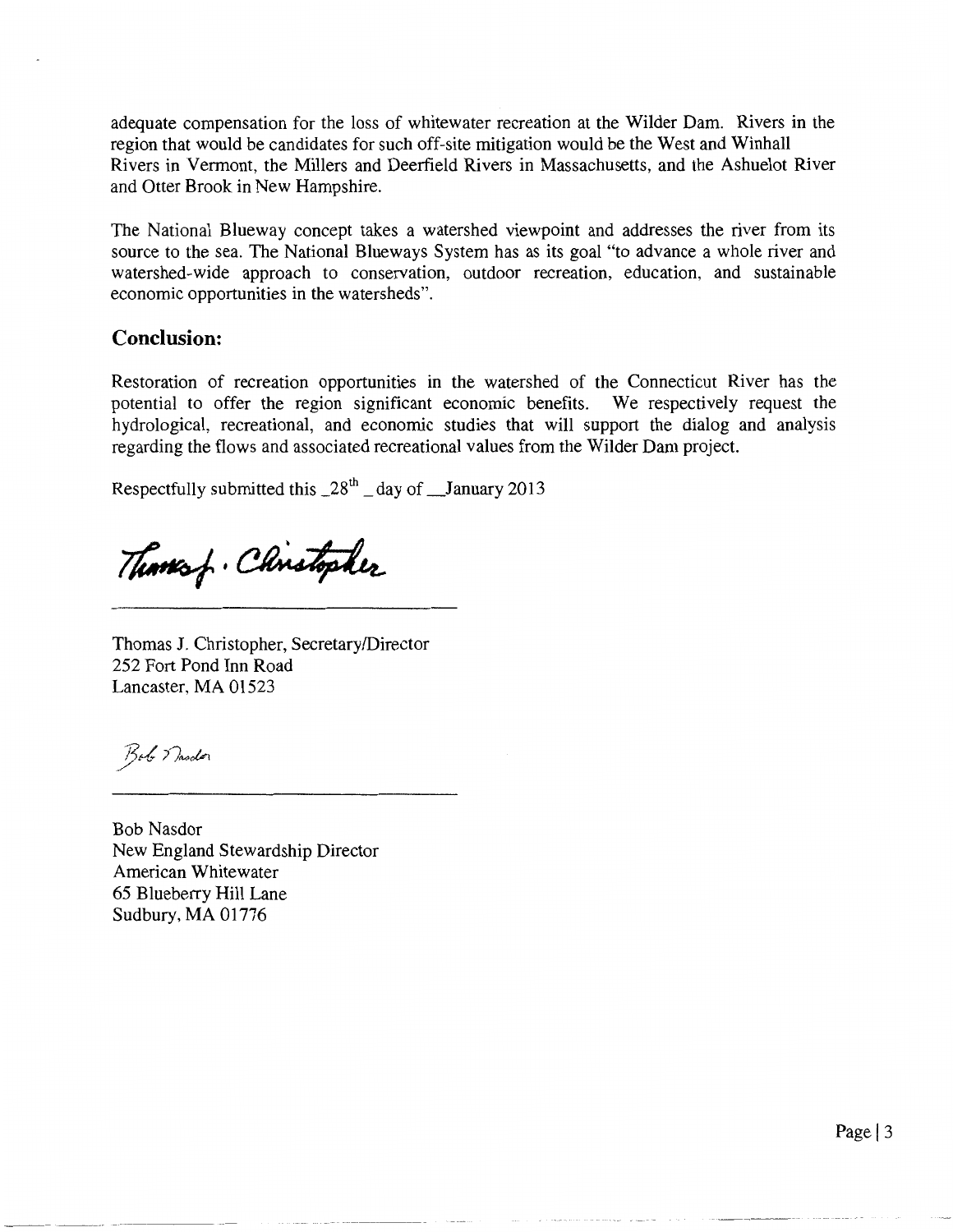adequate compensation for the loss of whitewater recreation at the Wilder Dam. Rivers in the region that would be candidates for such off-site mitigation would be the West and Winhall Rivers in Vermont, the Millers and Deerfield Rivers in Massachusetts, and the Ashuelot River and Otter Brook in New Hampshire.

The National Blueway concept takes a watershed viewpoint and addresses the river from its source to the sea. The National Blueways System has as its goal "to advance a whole river and watershed-wide approach to conservation, outdoor recreation, education, and sustainable economic opportunities in the watersheds".

## Conclusion:

Restoration of recreation opportunities in the watershed of the Connecticut River has the potential to offer the region significant economic benefits. We respectively request the hydrological, recreational, and economic studies that will support the dialog and analysis regarding the flows and associated recreational values from the Wilder Dam project.

Respectfully submitted this _28th_ day of __January 2013

Thomas J. Christopher

Thomas J. Christopher, Secretary/Director
252 Fort Pond Inn Road
Lancaster, MA 01523

Bob Nasdor

Bob Nasdor
New England Stewardship Director
American Whitewater
65 Blueberry Hill Lane
Sudbury, MA 01776